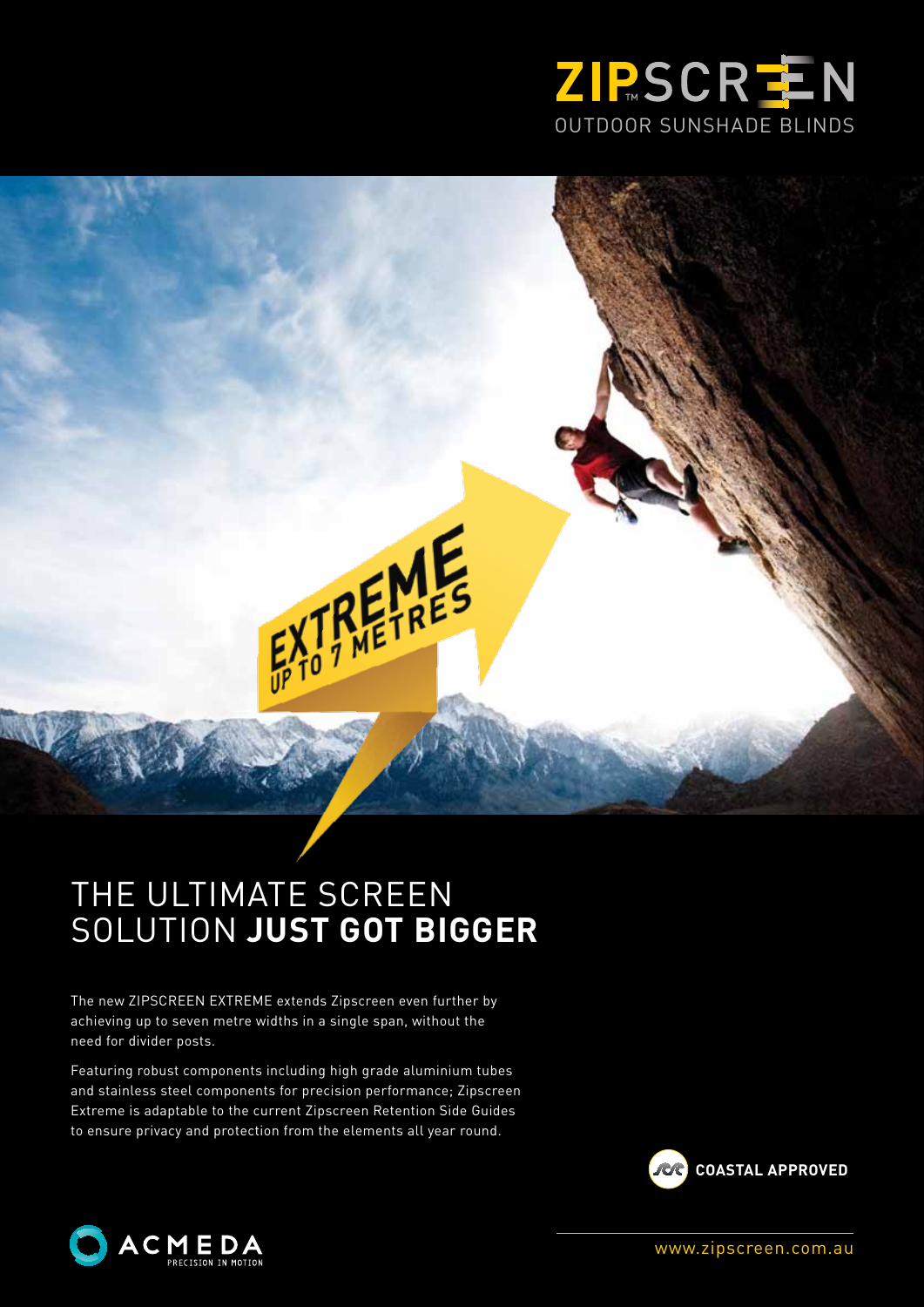ZIP™SCREEN
OUTDOOR SUNSHADE BLINDS

EXTREME
UP TO 7 METRES

# THE ULTIMATE SCREEN SOLUTION **JUST GOT BIGGER**

The new ZIPSCREEN EXTREME extends Zipscreen even further by achieving up to seven metre widths in a single span, without the need for divider posts.

Featuring robust components including high grade aluminium tubes and stainless steel components for precision performance; Zipscreen Extreme is adaptable to the current Zipscreen Retention Side Guides to ensure privacy and protection from the elements all year round.

**COASTAL APPROVED**

ACMEDA
PRECISION IN MOTION

www.zipscreen.com.au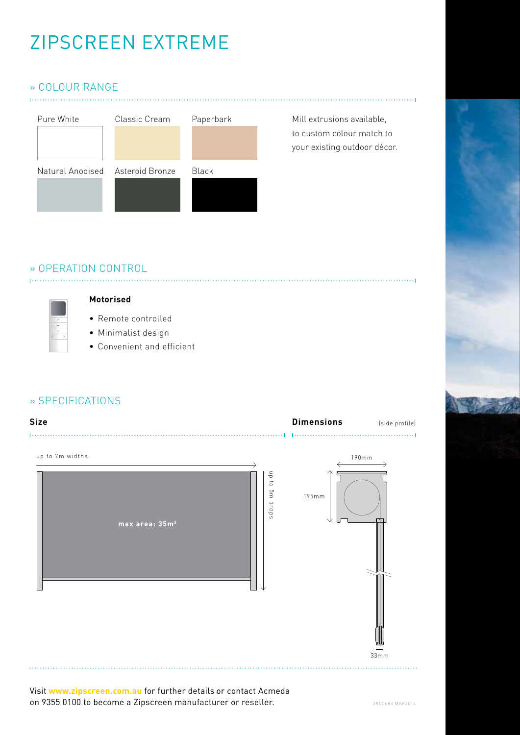# ZIPSCREEN EXTREME

## » COLOUR RANGE

Pure White

Classic Cream

Paperbark

Natural Anodised

Asteroid Bronze

Black

Mill extrusions available, to custom colour match to your existing outdoor décor.

## » OPERATION CONTROL

**Motorised**

- Remote controlled
- Minimalist design
- Convenient and efficient

## » SPECIFICATIONS

**Size**

up to 7m widths

up to 5m drops

max area: 35m$^2$

**Dimensions** (side profile)

190mm

195mm

33mm

Visit **www.zipscreen.com.au** for further details or contact Acmeda on 9355 0100 to become a Zipscreen manufacturer or reseller.

J#LC683 MAR2014